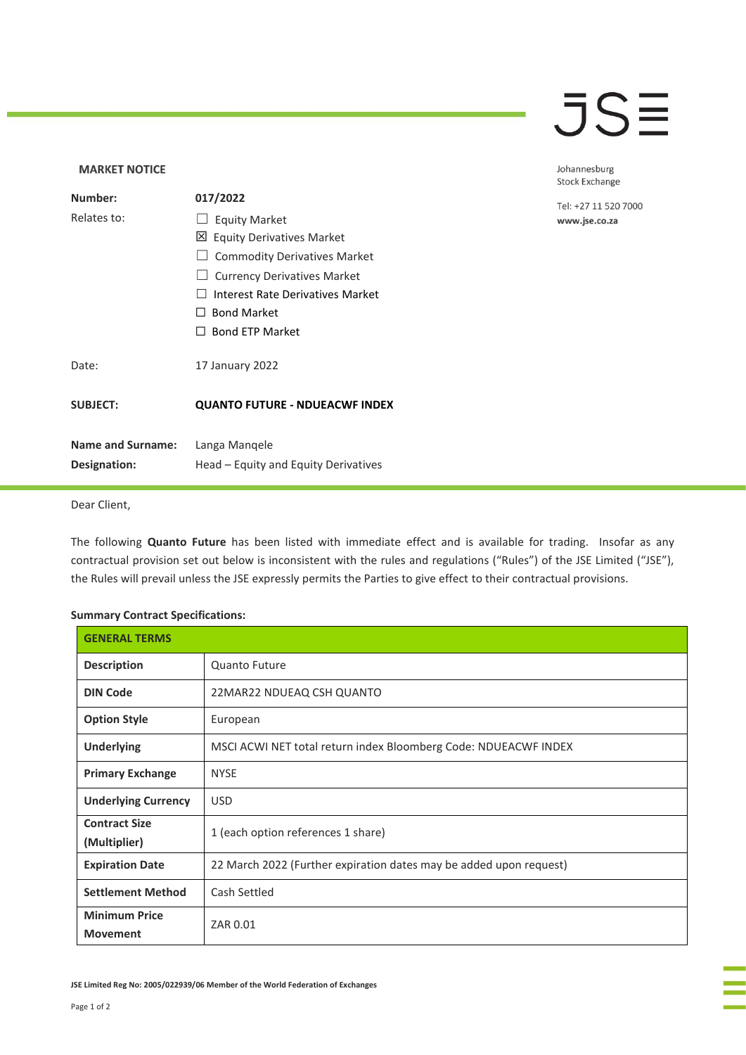**MARKET NOTICE**

Johannesburg Stock Exchange

Tel: +27 11 520 7000
**www.jse.co.za**

| | |
|---|---|
| **Number:** | **017/2022** |
| Relates to: | ☐ Equity Market<br>☒ Equity Derivatives Market<br>☐ Commodity Derivatives Market<br>☐ Currency Derivatives Market<br>☐ Interest Rate Derivatives Market<br>☐ Bond Market<br>☐ Bond ETP Market |
| Date: | 17 January 2022 |
| **SUBJECT:** | **QUANTO FUTURE - NDUEACWF INDEX** |
| **Name and Surname:** | Langa Manqele |
| **Designation:** | Head – Equity and Equity Derivatives |

Dear Client,

The following **Quanto Future** has been listed with immediate effect and is available for trading. Insofar as any contractual provision set out below is inconsistent with the rules and regulations ("Rules") of the JSE Limited ("JSE"), the Rules will prevail unless the JSE expressly permits the Parties to give effect to their contractual provisions.

**Summary Contract Specifications:**

| **GENERAL TERMS** | |
|---|---|
| **Description** | Quanto Future |
| **DIN Code** | 22MAR22 NDUEAQ CSH QUANTO |
| **Option Style** | European |
| **Underlying** | MSCI ACWI NET total return index Bloomberg Code: NDUEACWF INDEX |
| **Primary Exchange** | NYSE |
| **Underlying Currency** | USD |
| **Contract Size (Multiplier)** | 1 (each option references 1 share) |
| **Expiration Date** | 22 March 2022 (Further expiration dates may be added upon request) |
| **Settlement Method** | Cash Settled |
| **Minimum Price Movement** | ZAR 0.01 |

JSE Limited Reg No: 2005/022939/06 Member of the World Federation of Exchanges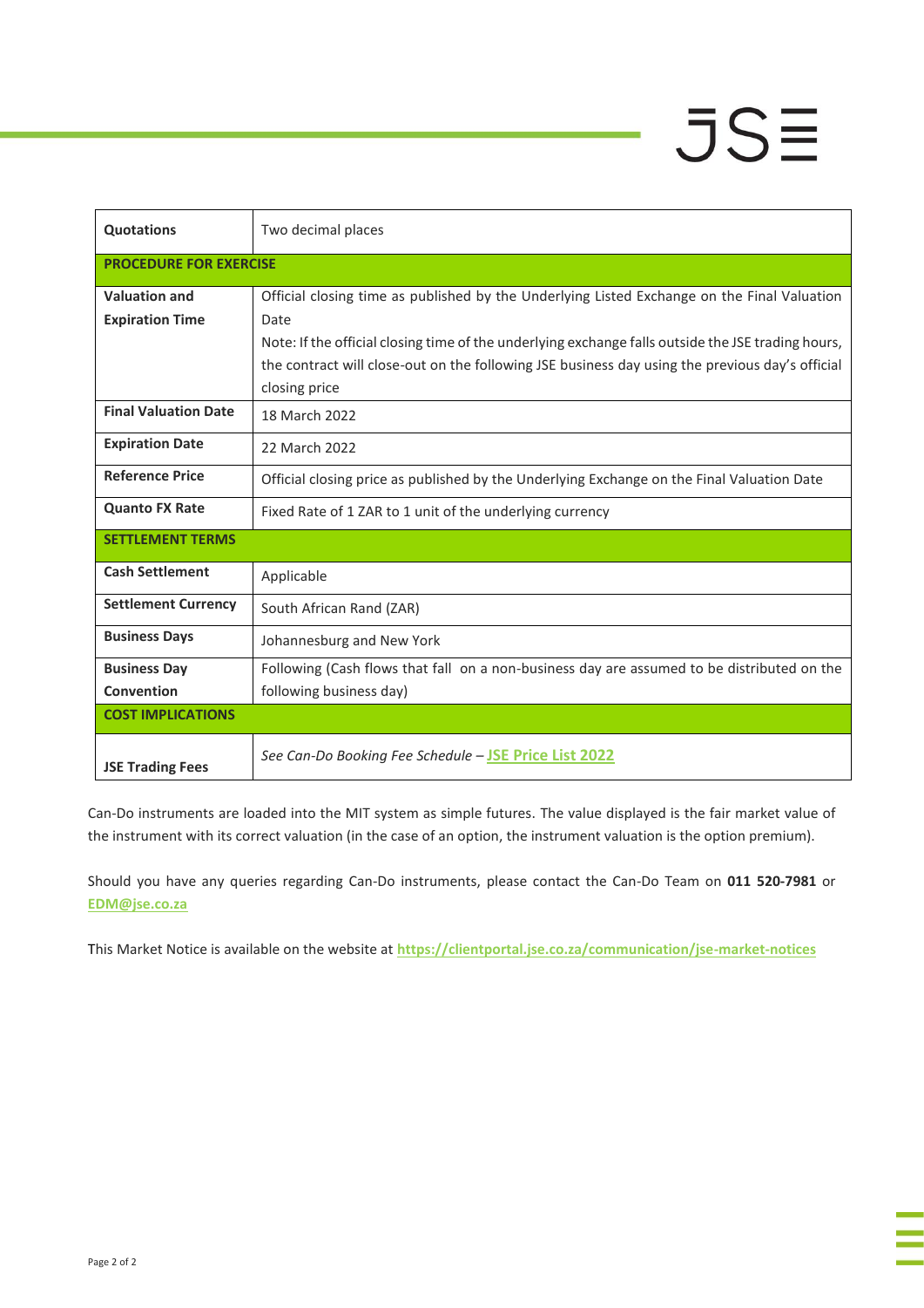| | |
|---|---|
| **Quotations** | Two decimal places |
| **PROCEDURE FOR EXERCISE** | |
| **Valuation and Expiration Time** | Official closing time as published by the Underlying Listed Exchange on the Final Valuation Date<br>Note: If the official closing time of the underlying exchange falls outside the JSE trading hours, the contract will close-out on the following JSE business day using the previous day's official closing price |
| **Final Valuation Date** | 18 March 2022 |
| **Expiration Date** | 22 March 2022 |
| **Reference Price** | Official closing price as published by the Underlying Exchange on the Final Valuation Date |
| **Quanto FX Rate** | Fixed Rate of 1 ZAR to 1 unit of the underlying currency |
| **SETTLEMENT TERMS** | |
| **Cash Settlement** | Applicable |
| **Settlement Currency** | South African Rand (ZAR) |
| **Business Days** | Johannesburg and New York |
| **Business Day Convention** | Following (Cash flows that fall on a non-business day are assumed to be distributed on the following business day) |
| **COST IMPLICATIONS** | |
| **JSE Trading Fees** | *See Can-Do Booking Fee Schedule –* **JSE Price List 2022** |

Can-Do instruments are loaded into the MIT system as simple futures. The value displayed is the fair market value of the instrument with its correct valuation (in the case of an option, the instrument valuation is the option premium).

Should you have any queries regarding Can-Do instruments, please contact the Can-Do Team on **011 520-7981** or **EDM@jse.co.za**

This Market Notice is available on the website at **https://clientportal.jse.co.za/communication/jse-market-notices**